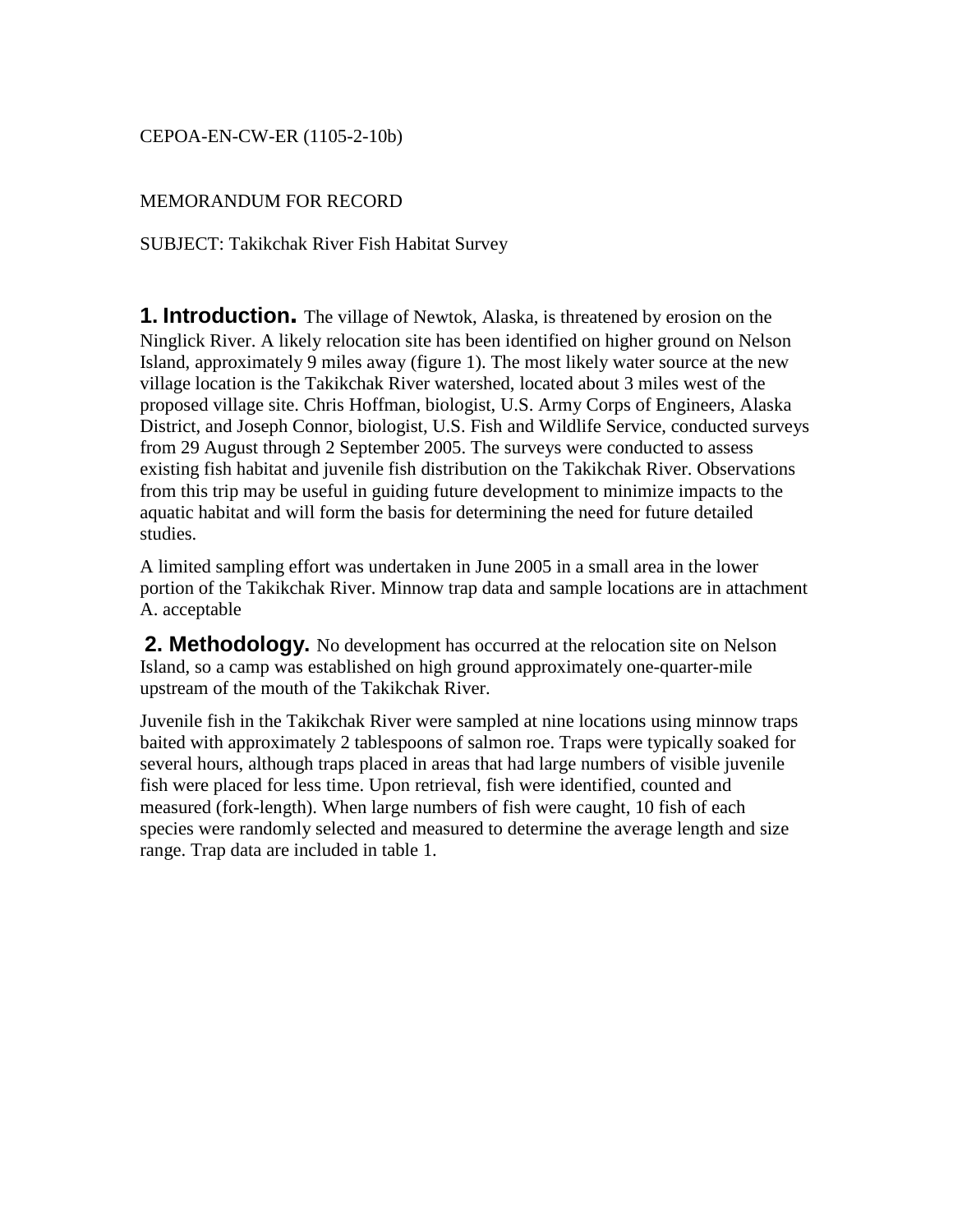CEPOA-EN-CW-ER (1105-2-10b)

MEMORANDUM FOR RECORD

SUBJECT: Takikchak River Fish Habitat Survey

## 1. Introduction.

The village of Newtok, Alaska, is threatened by erosion on the Ninglick River. A likely relocation site has been identified on higher ground on Nelson Island, approximately 9 miles away (figure 1). The most likely water source at the new village location is the Takikchak River watershed, located about 3 miles west of the proposed village site. Chris Hoffman, biologist, U.S. Army Corps of Engineers, Alaska District, and Joseph Connor, biologist, U.S. Fish and Wildlife Service, conducted surveys from 29 August through 2 September 2005. The surveys were conducted to assess existing fish habitat and juvenile fish distribution on the Takikchak River. Observations from this trip may be useful in guiding future development to minimize impacts to the aquatic habitat and will form the basis for determining the need for future detailed studies.

A limited sampling effort was undertaken in June 2005 in a small area in the lower portion of the Takikchak River. Minnow trap data and sample locations are in attachment A. acceptable

## 2. Methodology.

No development has occurred at the relocation site on Nelson Island, so a camp was established on high ground approximately one-quarter-mile upstream of the mouth of the Takikchak River.

Juvenile fish in the Takikchak River were sampled at nine locations using minnow traps baited with approximately 2 tablespoons of salmon roe. Traps were typically soaked for several hours, although traps placed in areas that had large numbers of visible juvenile fish were placed for less time. Upon retrieval, fish were identified, counted and measured (fork-length). When large numbers of fish were caught, 10 fish of each species were randomly selected and measured to determine the average length and size range. Trap data are included in table 1.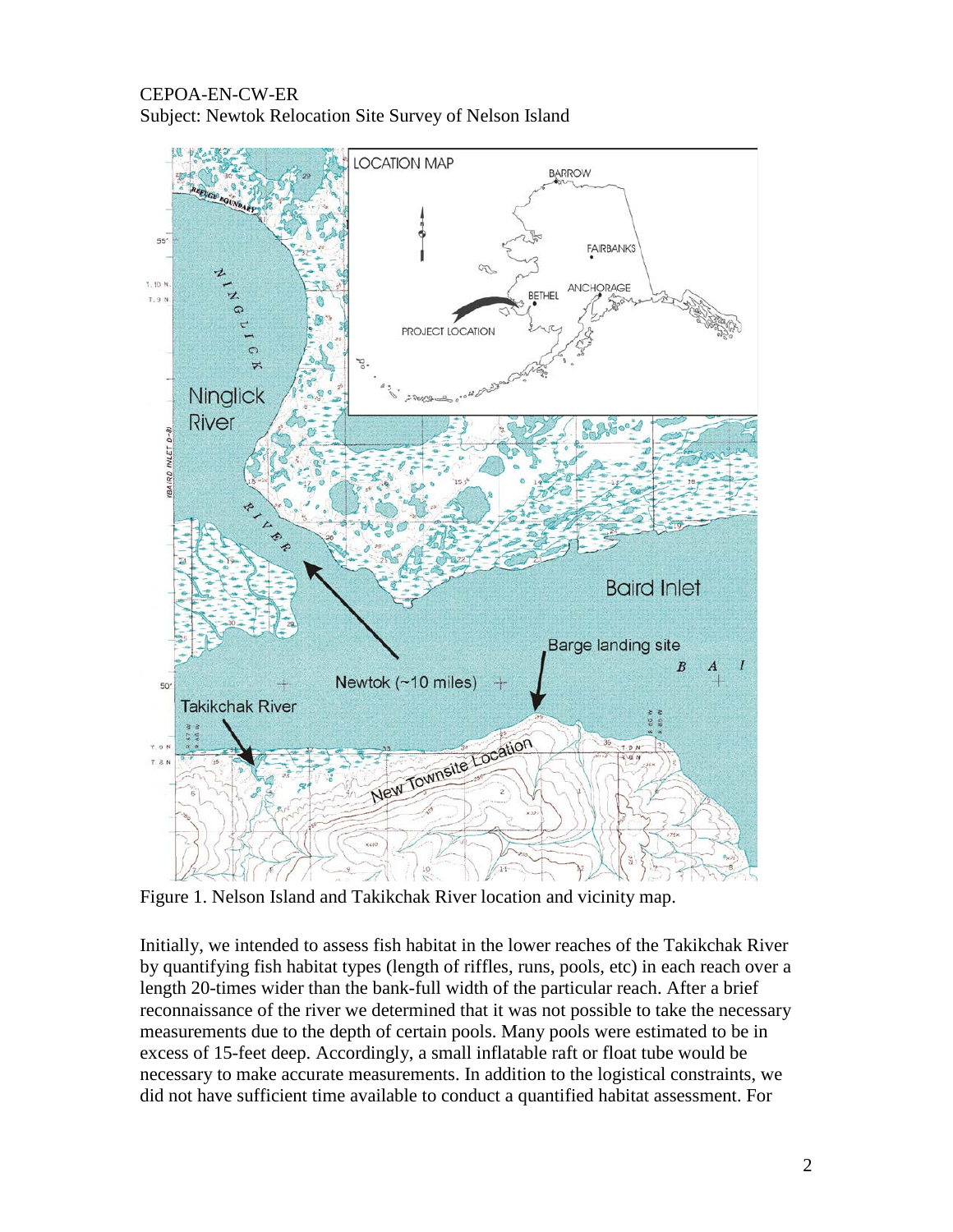CEPOA-EN-CW-ER
Subject: Newtok Relocation Site Survey of Nelson Island

LOCATION MAP

BARROW

FAIRBANKS

ANCHORAGE

BETHEL

PROJECT LOCATION

Ninglick River

Baird Inlet

Barge landing site

Newtok (~10 miles)

Takikchak River

New Townsite Location

Figure 1. Nelson Island and Takikchak River location and vicinity map.

Initially, we intended to assess fish habitat in the lower reaches of the Takikchak River by quantifying fish habitat types (length of riffles, runs, pools, etc) in each reach over a length 20-times wider than the bank-full width of the particular reach. After a brief reconnaissance of the river we determined that it was not possible to take the necessary measurements due to the depth of certain pools. Many pools were estimated to be in excess of 15-feet deep. Accordingly, a small inflatable raft or float tube would be necessary to make accurate measurements. In addition to the logistical constraints, we did not have sufficient time available to conduct a quantified habitat assessment. For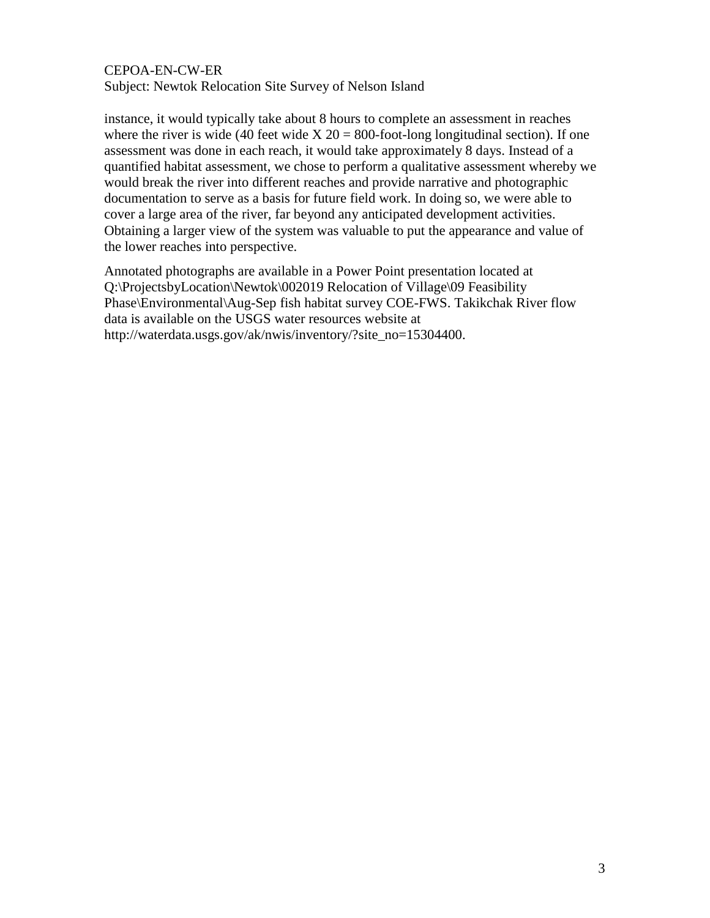instance, it would typically take about 8 hours to complete an assessment in reaches where the river is wide (40 feet wide X 20 = 800-foot-long longitudinal section). If one assessment was done in each reach, it would take approximately 8 days. Instead of a quantified habitat assessment, we chose to perform a qualitative assessment whereby we would break the river into different reaches and provide narrative and photographic documentation to serve as a basis for future field work. In doing so, we were able to cover a large area of the river, far beyond any anticipated development activities. Obtaining a larger view of the system was valuable to put the appearance and value of the lower reaches into perspective.

Annotated photographs are available in a Power Point presentation located at Q:\ProjectsbyLocation\Newtok\002019 Relocation of Village\09 Feasibility Phase\Environmental\Aug-Sep fish habitat survey COE-FWS. Takikchak River flow data is available on the USGS water resources website at http://waterdata.usgs.gov/ak/nwis/inventory/?site_no=15304400.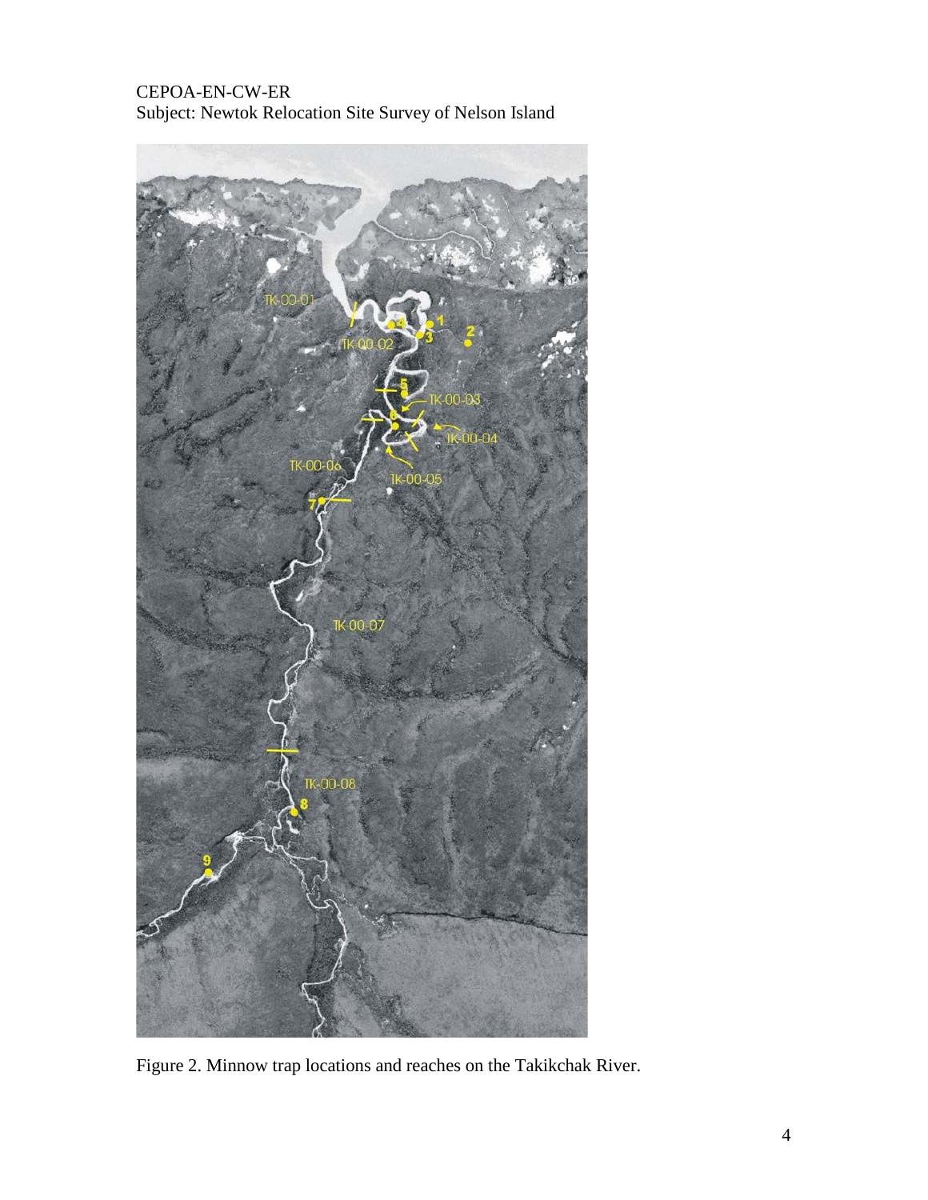Figure 2. Minnow trap locations and reaches on the Takikchak River.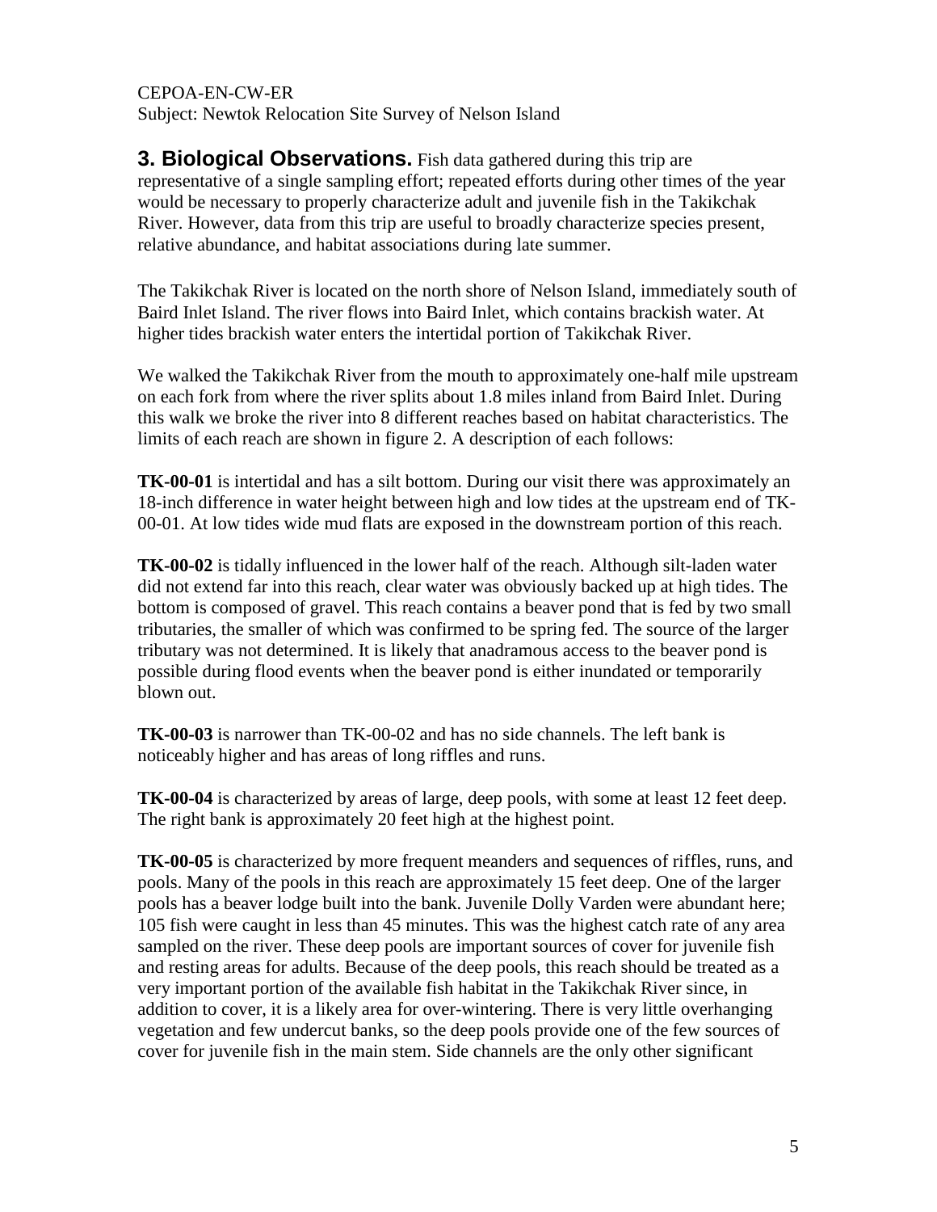CEPOA-EN-CW-ER
Subject: Newtok Relocation Site Survey of Nelson Island

## 3. Biological Observations.

Fish data gathered during this trip are representative of a single sampling effort; repeated efforts during other times of the year would be necessary to properly characterize adult and juvenile fish in the Takikchak River. However, data from this trip are useful to broadly characterize species present, relative abundance, and habitat associations during late summer.

The Takikchak River is located on the north shore of Nelson Island, immediately south of Baird Inlet Island. The river flows into Baird Inlet, which contains brackish water. At higher tides brackish water enters the intertidal portion of Takikchak River.

We walked the Takikchak River from the mouth to approximately one-half mile upstream on each fork from where the river splits about 1.8 miles inland from Baird Inlet. During this walk we broke the river into 8 different reaches based on habitat characteristics. The limits of each reach are shown in figure 2. A description of each follows:

**TK-00-01** is intertidal and has a silt bottom. During our visit there was approximately an 18-inch difference in water height between high and low tides at the upstream end of TK-00-01. At low tides wide mud flats are exposed in the downstream portion of this reach.

**TK-00-02** is tidally influenced in the lower half of the reach. Although silt-laden water did not extend far into this reach, clear water was obviously backed up at high tides. The bottom is composed of gravel. This reach contains a beaver pond that is fed by two small tributaries, the smaller of which was confirmed to be spring fed. The source of the larger tributary was not determined. It is likely that anadramous access to the beaver pond is possible during flood events when the beaver pond is either inundated or temporarily blown out.

**TK-00-03** is narrower than TK-00-02 and has no side channels. The left bank is noticeably higher and has areas of long riffles and runs.

**TK-00-04** is characterized by areas of large, deep pools, with some at least 12 feet deep. The right bank is approximately 20 feet high at the highest point.

**TK-00-05** is characterized by more frequent meanders and sequences of riffles, runs, and pools. Many of the pools in this reach are approximately 15 feet deep. One of the larger pools has a beaver lodge built into the bank. Juvenile Dolly Varden were abundant here; 105 fish were caught in less than 45 minutes. This was the highest catch rate of any area sampled on the river. These deep pools are important sources of cover for juvenile fish and resting areas for adults. Because of the deep pools, this reach should be treated as a very important portion of the available fish habitat in the Takikchak River since, in addition to cover, it is a likely area for over-wintering. There is very little overhanging vegetation and few undercut banks, so the deep pools provide one of the few sources of cover for juvenile fish in the main stem. Side channels are the only other significant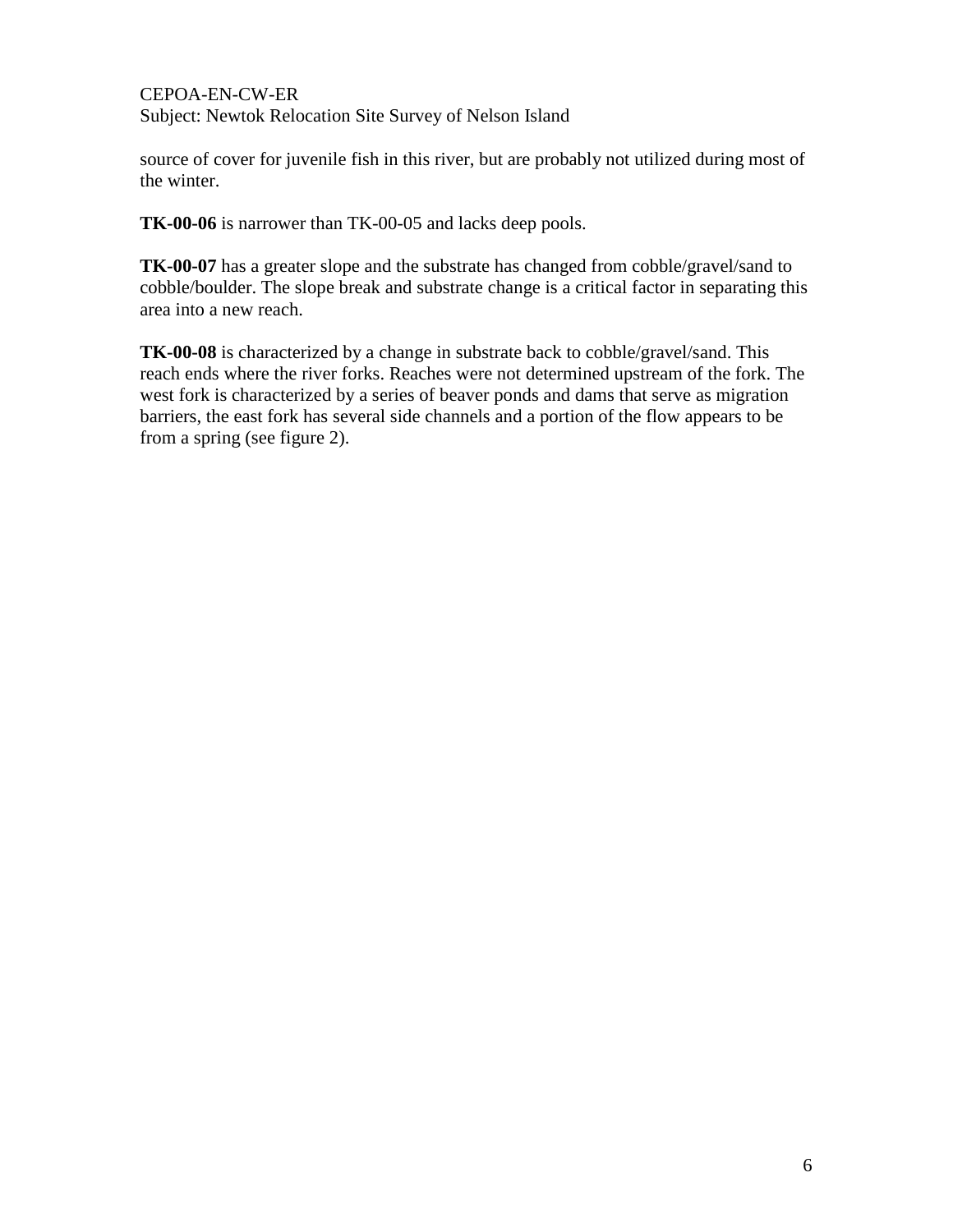source of cover for juvenile fish in this river, but are probably not utilized during most of the winter.

**TK-00-06** is narrower than TK-00-05 and lacks deep pools.

**TK-00-07** has a greater slope and the substrate has changed from cobble/gravel/sand to cobble/boulder. The slope break and substrate change is a critical factor in separating this area into a new reach.

**TK-00-08** is characterized by a change in substrate back to cobble/gravel/sand. This reach ends where the river forks. Reaches were not determined upstream of the fork. The west fork is characterized by a series of beaver ponds and dams that serve as migration barriers, the east fork has several side channels and a portion of the flow appears to be from a spring (see figure 2).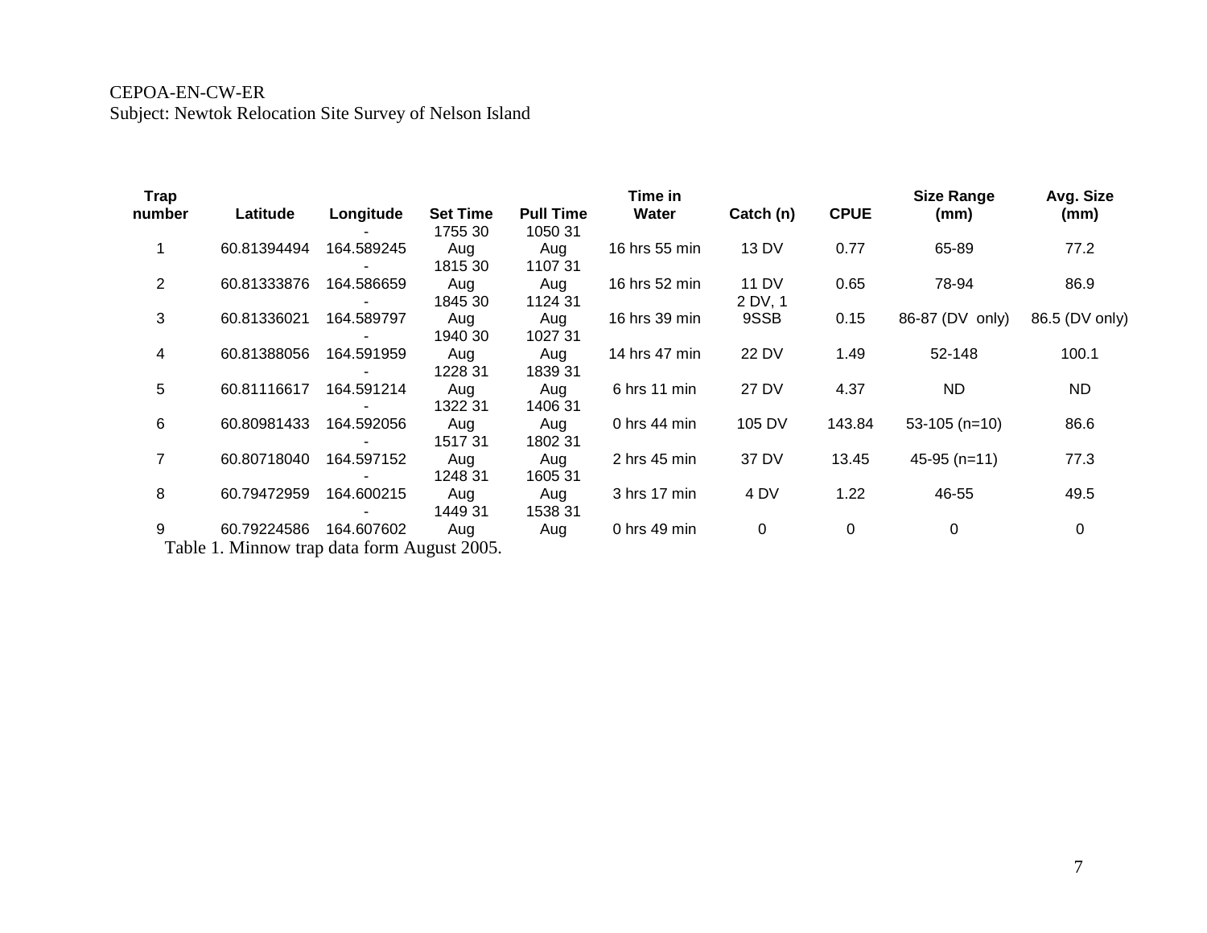| Trap number | Latitude | Longitude | Set Time | Pull Time | Time in Water | Catch (n) | CPUE | Size Range (mm) | Avg. Size (mm) |
|---|---|---|---|---|---|---|---|---|---|
| 1 | 60.81394494 | -164.589245 | 1755 30 Aug | 1050 31 Aug | 16 hrs 55 min | 13 DV | 0.77 | 65-89 | 77.2 |
| 2 | 60.81333876 | -164.586659 | 1815 30 Aug | 1107 31 Aug | 16 hrs 52 min | 11 DV | 0.65 | 78-94 | 86.9 |
| 3 | 60.81336021 | -164.589797 | 1845 30 Aug | 1124 31 Aug | 16 hrs 39 min | 2 DV, 1 9SSB | 0.15 | 86-87 (DV only) | 86.5 (DV only) |
| 4 | 60.81388056 | -164.591959 | 1940 30 Aug | 1027 31 Aug | 14 hrs 47 min | 22 DV | 1.49 | 52-148 | 100.1 |
| 5 | 60.81116617 | -164.591214 | 1228 31 Aug | 1839 31 Aug | 6 hrs 11 min | 27 DV | 4.37 | ND | ND |
| 6 | 60.80981433 | -164.592056 | 1322 31 Aug | 1406 31 Aug | 0 hrs 44 min | 105 DV | 143.84 | 53-105 (n=10) | 86.6 |
| 7 | 60.80718040 | -164.597152 | 1517 31 Aug | 1802 31 Aug | 2 hrs 45 min | 37 DV | 13.45 | 45-95 (n=11) | 77.3 |
| 8 | 60.79472959 | -164.600215 | 1248 31 Aug | 1605 31 Aug | 3 hrs 17 min | 4 DV | 1.22 | 46-55 | 49.5 |
| 9 | 60.79224586 | -164.607602 | 1449 31 Aug | 1538 31 Aug | 0 hrs 49 min | 0 | 0 | 0 | 0 |

Table 1. Minnow trap data form August 2005.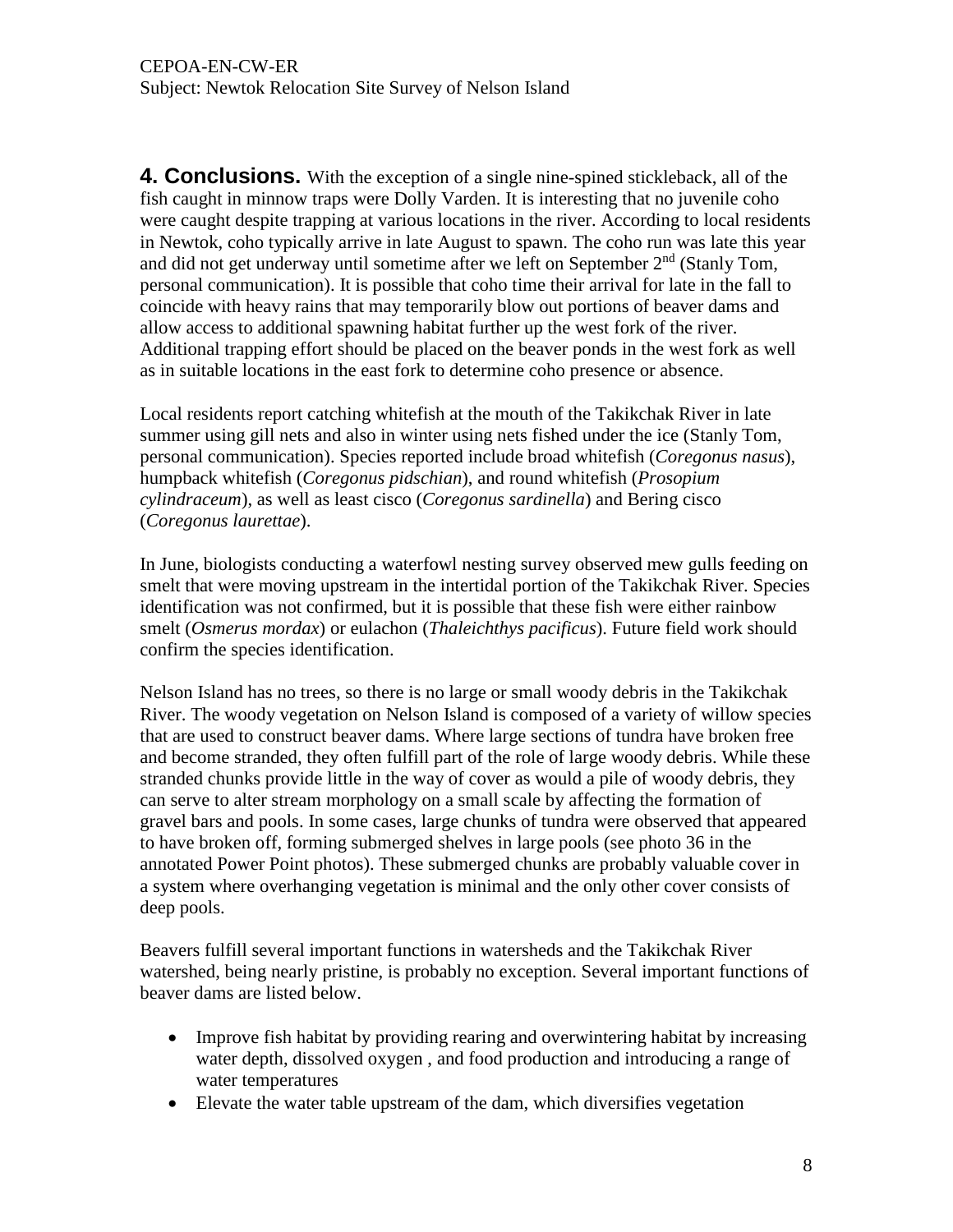## 4. Conclusions.

With the exception of a single nine-spined stickleback, all of the fish caught in minnow traps were Dolly Varden. It is interesting that no juvenile coho were caught despite trapping at various locations in the river. According to local residents in Newtok, coho typically arrive in late August to spawn. The coho run was late this year and did not get underway until sometime after we left on September 2nd (Stanly Tom, personal communication). It is possible that coho time their arrival for late in the fall to coincide with heavy rains that may temporarily blow out portions of beaver dams and allow access to additional spawning habitat further up the west fork of the river. Additional trapping effort should be placed on the beaver ponds in the west fork as well as in suitable locations in the east fork to determine coho presence or absence.

Local residents report catching whitefish at the mouth of the Takikchak River in late summer using gill nets and also in winter using nets fished under the ice (Stanly Tom, personal communication). Species reported include broad whitefish (*Coregonus nasus*), humpback whitefish (*Coregonus pidschian*), and round whitefish (*Prosopium cylindraceum*), as well as least cisco (*Coregonus sardinella*) and Bering cisco (*Coregonus laurettae*).

In June, biologists conducting a waterfowl nesting survey observed mew gulls feeding on smelt that were moving upstream in the intertidal portion of the Takikchak River. Species identification was not confirmed, but it is possible that these fish were either rainbow smelt (*Osmerus mordax*) or eulachon (*Thaleichthys pacificus*). Future field work should confirm the species identification.

Nelson Island has no trees, so there is no large or small woody debris in the Takikchak River. The woody vegetation on Nelson Island is composed of a variety of willow species that are used to construct beaver dams. Where large sections of tundra have broken free and become stranded, they often fulfill part of the role of large woody debris. While these stranded chunks provide little in the way of cover as would a pile of woody debris, they can serve to alter stream morphology on a small scale by affecting the formation of gravel bars and pools. In some cases, large chunks of tundra were observed that appeared to have broken off, forming submerged shelves in large pools (see photo 36 in the annotated Power Point photos). These submerged chunks are probably valuable cover in a system where overhanging vegetation is minimal and the only other cover consists of deep pools.

Beavers fulfill several important functions in watersheds and the Takikchak River watershed, being nearly pristine, is probably no exception. Several important functions of beaver dams are listed below.

- Improve fish habitat by providing rearing and overwintering habitat by increasing water depth, dissolved oxygen , and food production and introducing a range of water temperatures
- Elevate the water table upstream of the dam, which diversifies vegetation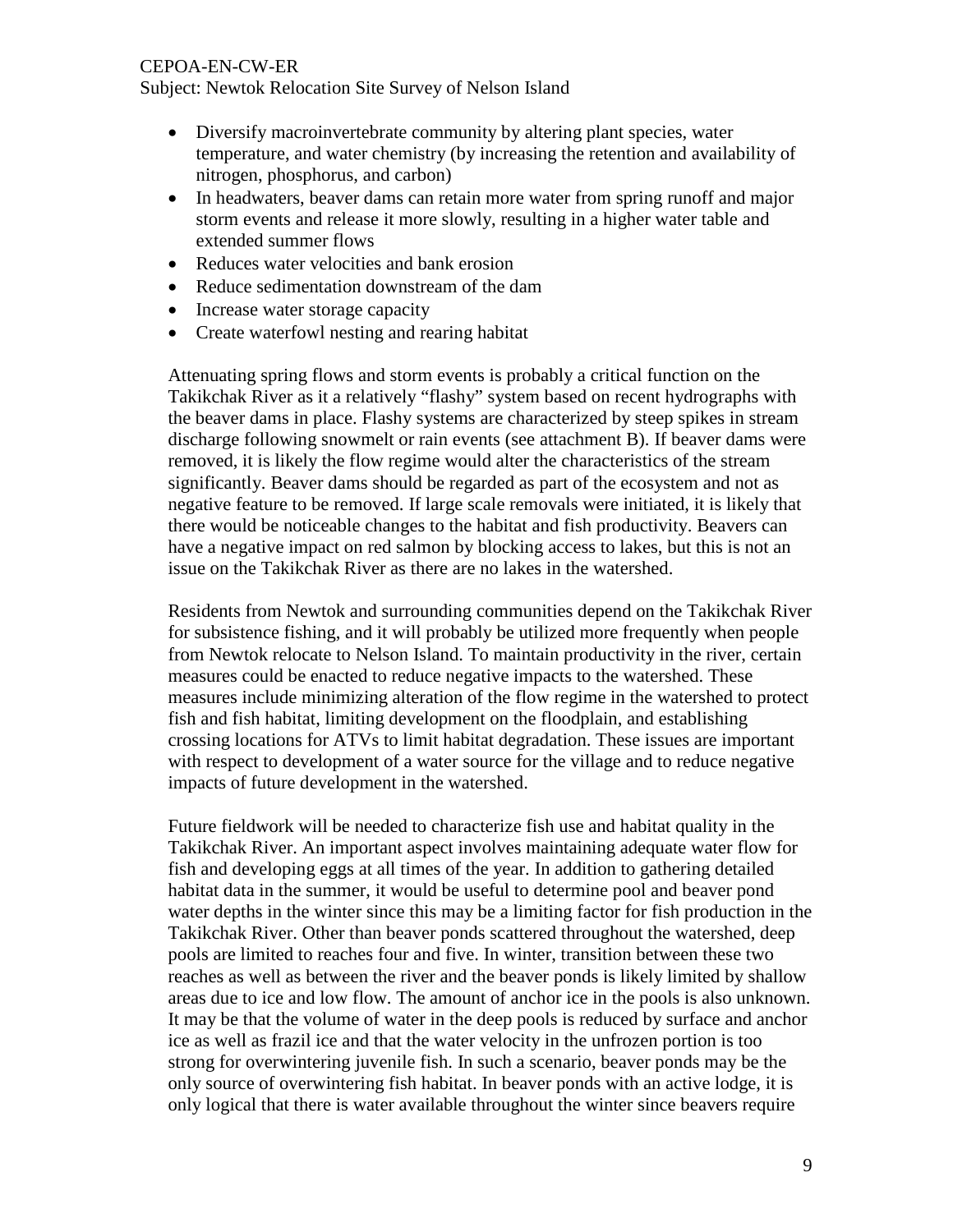- Diversify macroinvertebrate community by altering plant species, water temperature, and water chemistry (by increasing the retention and availability of nitrogen, phosphorus, and carbon)
- In headwaters, beaver dams can retain more water from spring runoff and major storm events and release it more slowly, resulting in a higher water table and extended summer flows
- Reduces water velocities and bank erosion
- Reduce sedimentation downstream of the dam
- Increase water storage capacity
- Create waterfowl nesting and rearing habitat

Attenuating spring flows and storm events is probably a critical function on the Takikchak River as it a relatively "flashy" system based on recent hydrographs with the beaver dams in place. Flashy systems are characterized by steep spikes in stream discharge following snowmelt or rain events (see attachment B). If beaver dams were removed, it is likely the flow regime would alter the characteristics of the stream significantly. Beaver dams should be regarded as part of the ecosystem and not as negative feature to be removed. If large scale removals were initiated, it is likely that there would be noticeable changes to the habitat and fish productivity. Beavers can have a negative impact on red salmon by blocking access to lakes, but this is not an issue on the Takikchak River as there are no lakes in the watershed.

Residents from Newtok and surrounding communities depend on the Takikchak River for subsistence fishing, and it will probably be utilized more frequently when people from Newtok relocate to Nelson Island. To maintain productivity in the river, certain measures could be enacted to reduce negative impacts to the watershed. These measures include minimizing alteration of the flow regime in the watershed to protect fish and fish habitat, limiting development on the floodplain, and establishing crossing locations for ATVs to limit habitat degradation. These issues are important with respect to development of a water source for the village and to reduce negative impacts of future development in the watershed.

Future fieldwork will be needed to characterize fish use and habitat quality in the Takikchak River. An important aspect involves maintaining adequate water flow for fish and developing eggs at all times of the year. In addition to gathering detailed habitat data in the summer, it would be useful to determine pool and beaver pond water depths in the winter since this may be a limiting factor for fish production in the Takikchak River. Other than beaver ponds scattered throughout the watershed, deep pools are limited to reaches four and five. In winter, transition between these two reaches as well as between the river and the beaver ponds is likely limited by shallow areas due to ice and low flow. The amount of anchor ice in the pools is also unknown. It may be that the volume of water in the deep pools is reduced by surface and anchor ice as well as frazil ice and that the water velocity in the unfrozen portion is too strong for overwintering juvenile fish. In such a scenario, beaver ponds may be the only source of overwintering fish habitat. In beaver ponds with an active lodge, it is only logical that there is water available throughout the winter since beavers require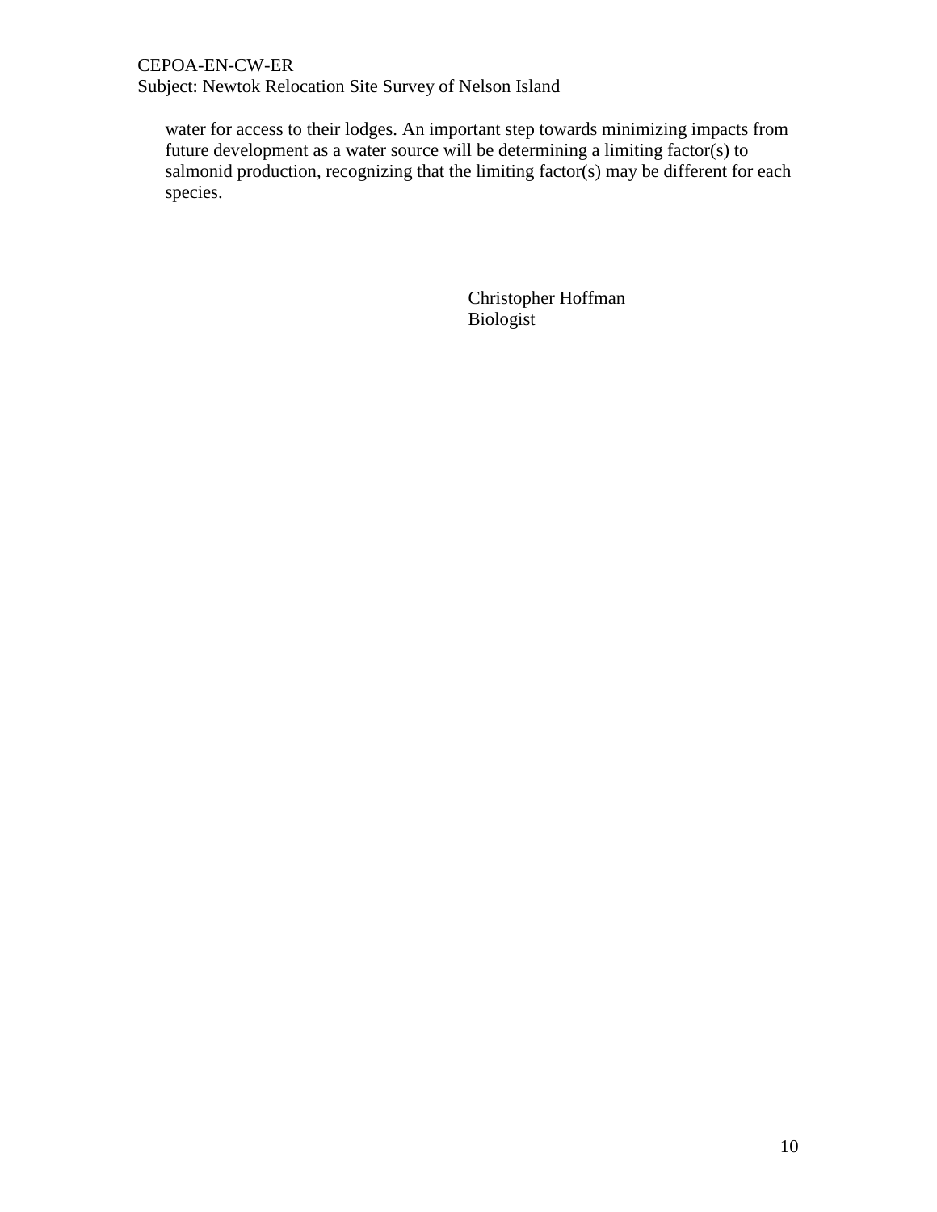water for access to their lodges. An important step towards minimizing impacts from future development as a water source will be determining a limiting factor(s) to salmonid production, recognizing that the limiting factor(s) may be different for each species.

Christopher Hoffman
Biologist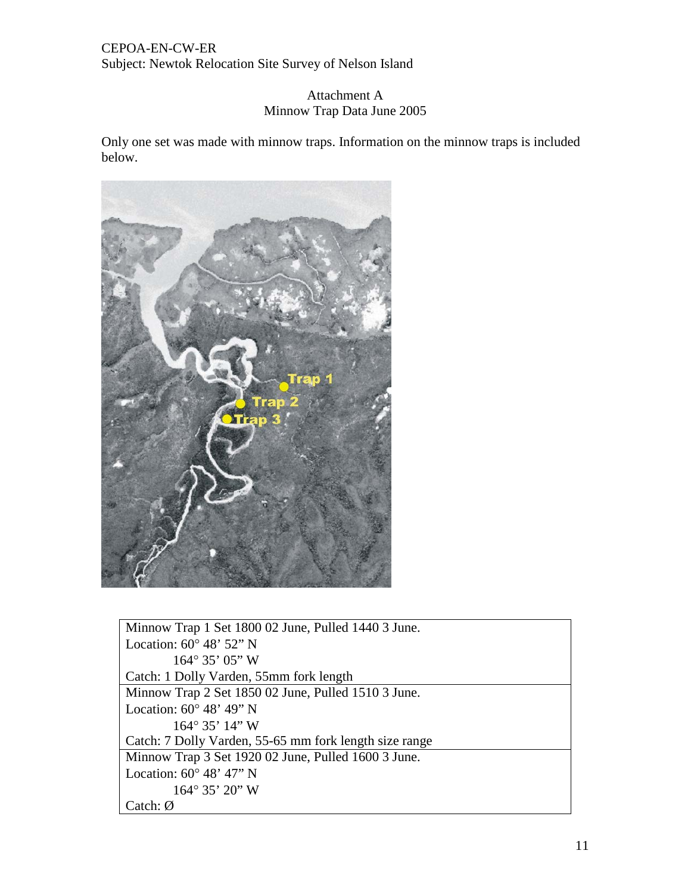CEPOA-EN-CW-ER
Subject: Newtok Relocation Site Survey of Nelson Island

Attachment A
Minnow Trap Data June 2005

Only one set was made with minnow traps. Information on the minnow traps is included below.

Trap 1
Trap 2
Trap 3

| |
|---|
| Minnow Trap 1 Set 1800 02 June, Pulled 1440 3 June.<br>Location: 60° 48' 52" N<br>164° 35' 05" W<br>Catch: 1 Dolly Varden, 55mm fork length |
| Minnow Trap 2 Set 1850 02 June, Pulled 1510 3 June.<br>Location: 60° 48' 49" N<br>164° 35' 14" W<br>Catch: 7 Dolly Varden, 55-65 mm fork length size range |
| Minnow Trap 3 Set 1920 02 June, Pulled 1600 3 June.<br>Location: 60° 48' 47" N<br>164° 35' 20" W<br>Catch: Ø |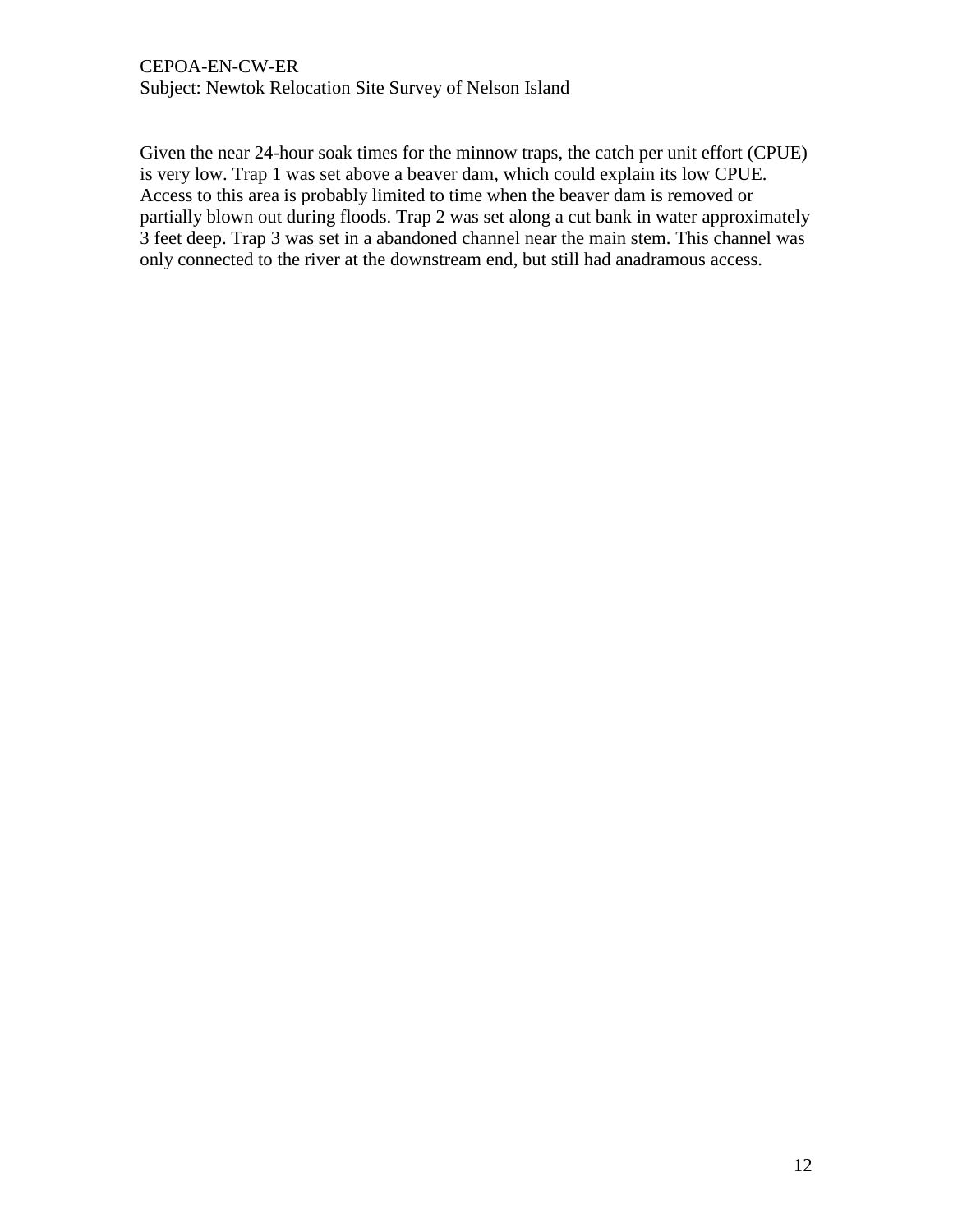Given the near 24-hour soak times for the minnow traps, the catch per unit effort (CPUE) is very low. Trap 1 was set above a beaver dam, which could explain its low CPUE. Access to this area is probably limited to time when the beaver dam is removed or partially blown out during floods. Trap 2 was set along a cut bank in water approximately 3 feet deep. Trap 3 was set in a abandoned channel near the main stem. This channel was only connected to the river at the downstream end, but still had anadramous access.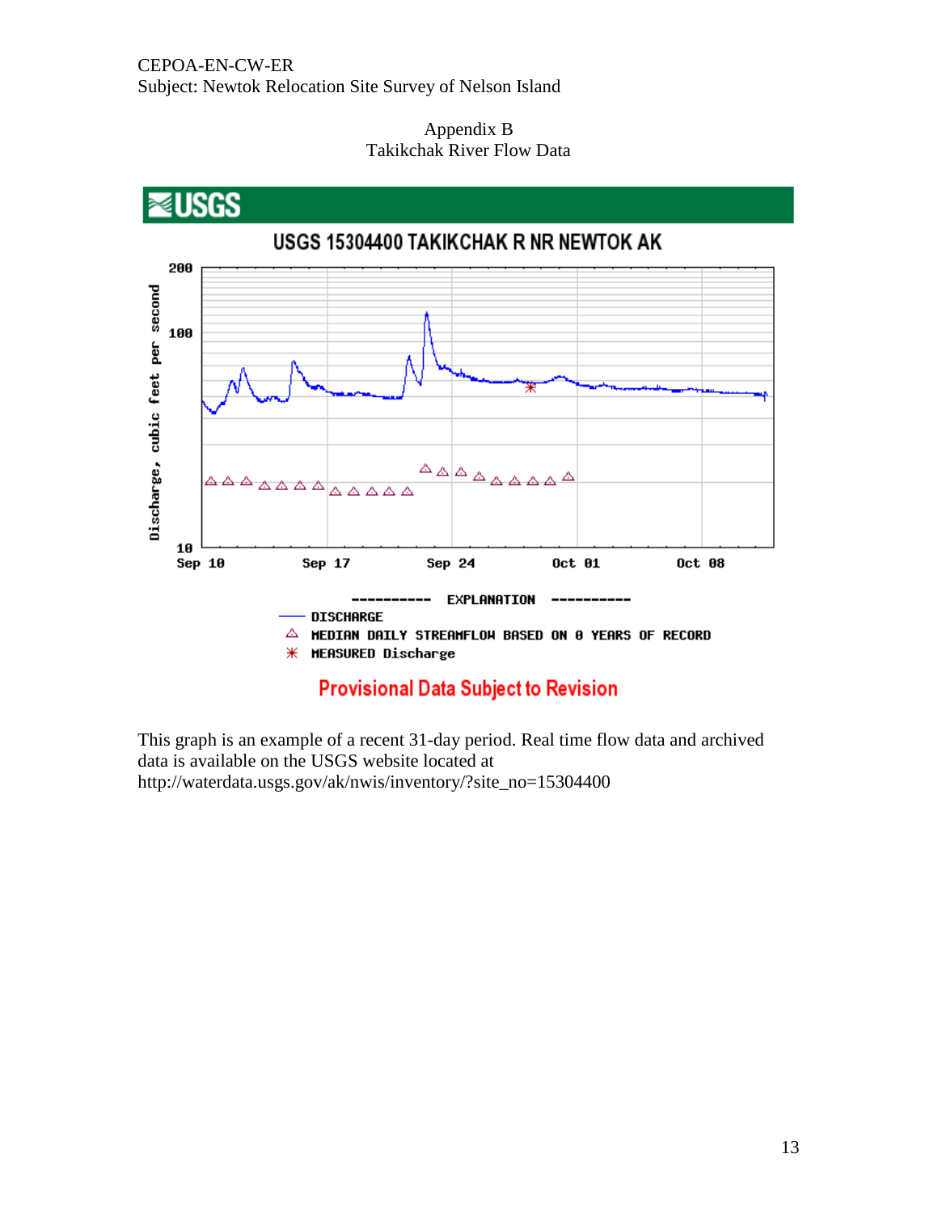Appendix B
Takikchak River Flow Data

USGS

USGS 15304400 TAKIKCHAK R NR NEWTOK AK

200
100
10

Discharge, cubic feet per second

Sep 10
Sep 17
Sep 24
Oct 01
Oct 08

---------- EXPLANATION ----------

DISCHARGE

MEDIAN DAILY STREAMFLOW BASED ON 8 YEARS OF RECORD

MEASURED Discharge

Provisional Data Subject to Revision

This graph is an example of a recent 31-day period. Real time flow data and archived data is available on the USGS website located at http://waterdata.usgs.gov/ak/nwis/inventory/?site_no=15304400